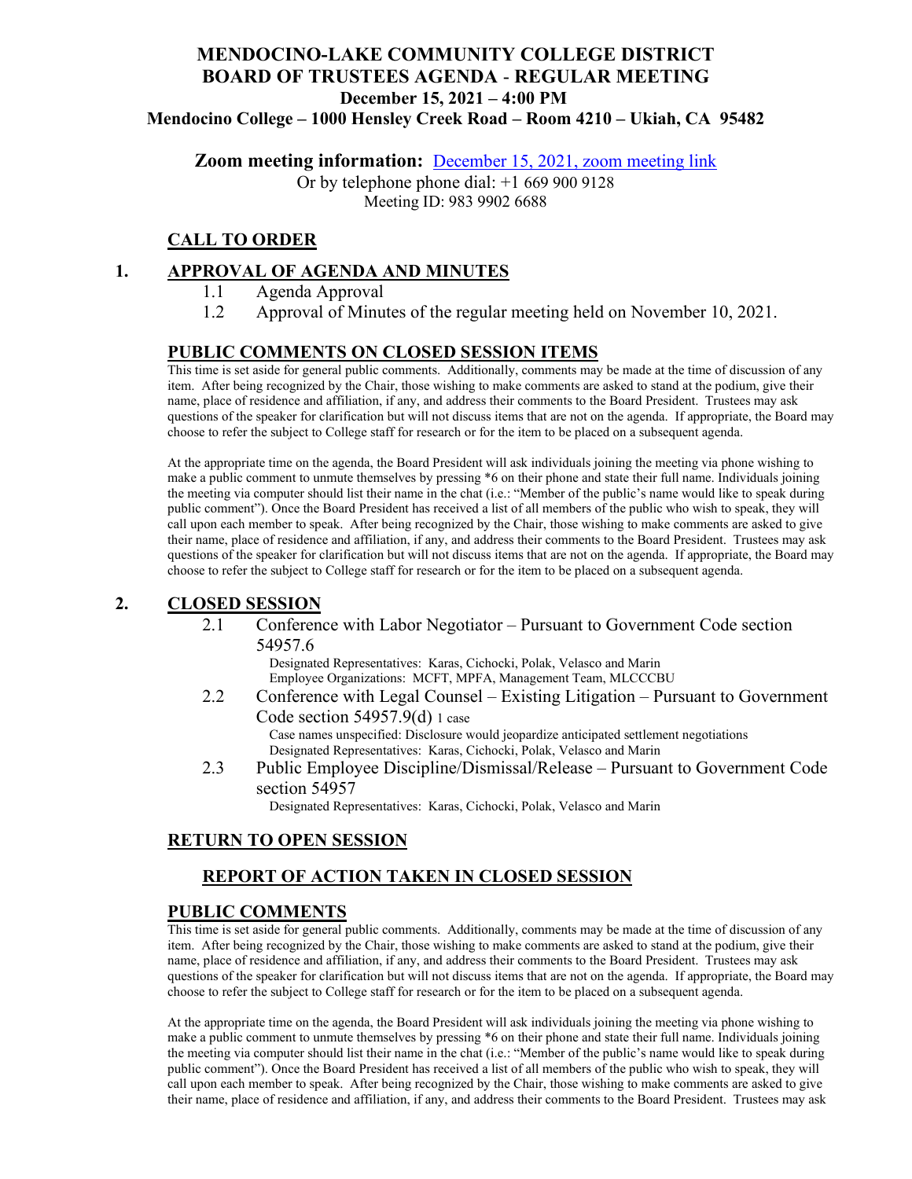# MENDOCINO-LAKE COMMUNITY COLLEGE DISTRICT
# BOARD OF TRUSTEES AGENDA - REGULAR MEETING
**December 15, 2021 – 4:00 PM**
**Mendocino College – 1000 Hensley Creek Road – Room 4210 – Ukiah, CA 95482**

**Zoom meeting information:** [December 15, 2021, zoom meeting link]()
Or by telephone phone dial: +1 669 900 9128
Meeting ID: 983 9902 6688

## CALL TO ORDER

## 1. APPROVAL OF AGENDA AND MINUTES

1.1 Agenda Approval

1.2 Approval of Minutes of the regular meeting held on November 10, 2021.

## PUBLIC COMMENTS ON CLOSED SESSION ITEMS

This time is set aside for general public comments. Additionally, comments may be made at the time of discussion of any item. After being recognized by the Chair, those wishing to make comments are asked to stand at the podium, give their name, place of residence and affiliation, if any, and address their comments to the Board President. Trustees may ask questions of the speaker for clarification but will not discuss items that are not on the agenda. If appropriate, the Board may choose to refer the subject to College staff for research or for the item to be placed on a subsequent agenda.

At the appropriate time on the agenda, the Board President will ask individuals joining the meeting via phone wishing to make a public comment to unmute themselves by pressing *6 on their phone and state their full name. Individuals joining the meeting via computer should list their name in the chat (i.e.: "Member of the public's name would like to speak during public comment"). Once the Board President has received a list of all members of the public who wish to speak, they will call upon each member to speak. After being recognized by the Chair, those wishing to make comments are asked to give their name, place of residence and affiliation, if any, and address their comments to the Board President. Trustees may ask questions of the speaker for clarification but will not discuss items that are not on the agenda. If appropriate, the Board may choose to refer the subject to College staff for research or for the item to be placed on a subsequent agenda.

## 2. CLOSED SESSION

2.1 Conference with Labor Negotiator – Pursuant to Government Code section 54957.6
Designated Representatives: Karas, Cichocki, Polak, Velasco and Marin
Employee Organizations: MCFT, MPFA, Management Team, MLCCCBU

2.2 Conference with Legal Counsel – Existing Litigation – Pursuant to Government Code section 54957.9(d) 1 case
Case names unspecified: Disclosure would jeopardize anticipated settlement negotiations
Designated Representatives: Karas, Cichocki, Polak, Velasco and Marin

2.3 Public Employee Discipline/Dismissal/Release – Pursuant to Government Code section 54957
Designated Representatives: Karas, Cichocki, Polak, Velasco and Marin

## RETURN TO OPEN SESSION

### REPORT OF ACTION TAKEN IN CLOSED SESSION

## PUBLIC COMMENTS

This time is set aside for general public comments. Additionally, comments may be made at the time of discussion of any item. After being recognized by the Chair, those wishing to make comments are asked to stand at the podium, give their name, place of residence and affiliation, if any, and address their comments to the Board President. Trustees may ask questions of the speaker for clarification but will not discuss items that are not on the agenda. If appropriate, the Board may choose to refer the subject to College staff for research or for the item to be placed on a subsequent agenda.

At the appropriate time on the agenda, the Board President will ask individuals joining the meeting via phone wishing to make a public comment to unmute themselves by pressing *6 on their phone and state their full name. Individuals joining the meeting via computer should list their name in the chat (i.e.: "Member of the public's name would like to speak during public comment"). Once the Board President has received a list of all members of the public who wish to speak, they will call upon each member to speak. After being recognized by the Chair, those wishing to make comments are asked to give their name, place of residence and affiliation, if any, and address their comments to the Board President. Trustees may ask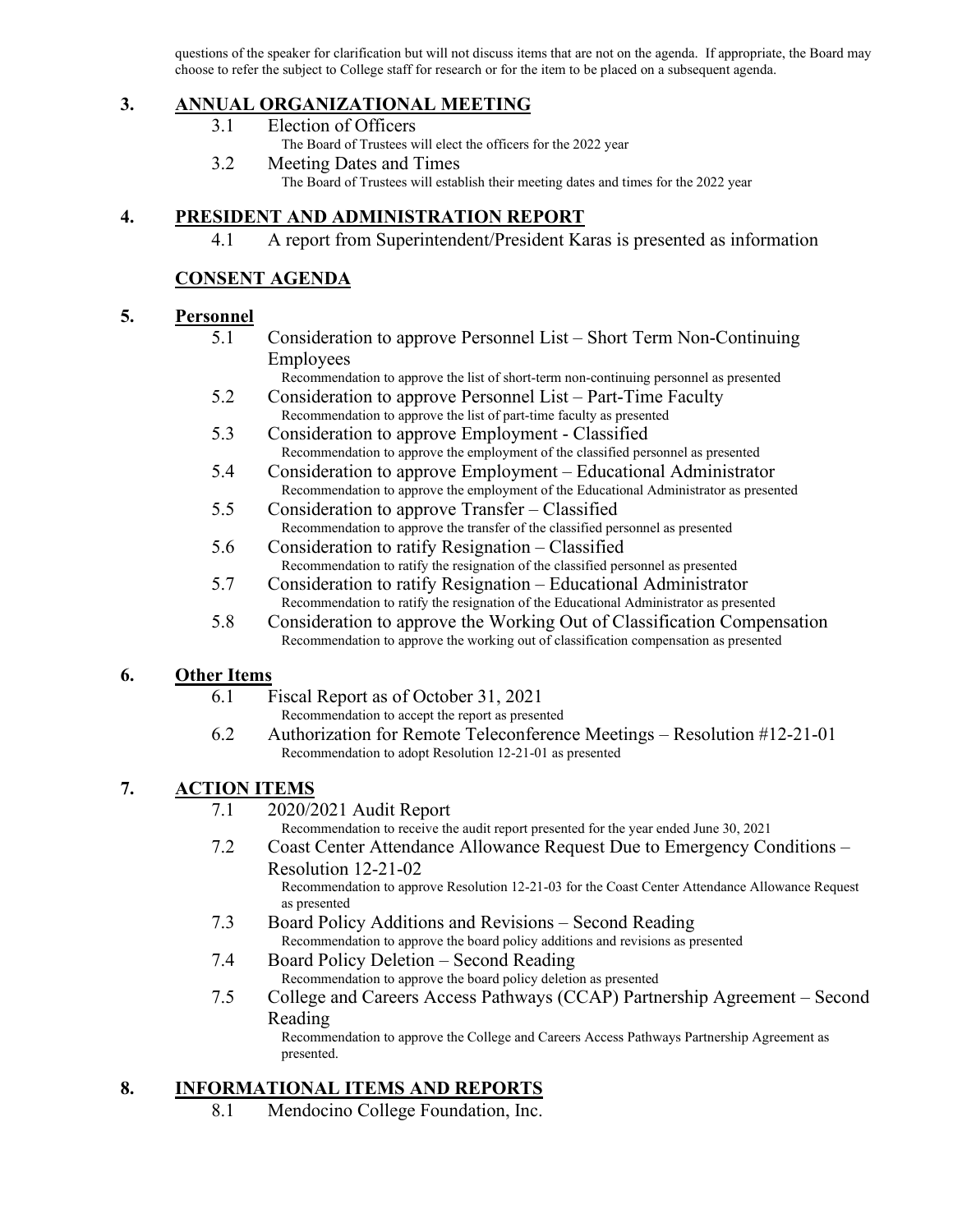questions of the speaker for clarification but will not discuss items that are not on the agenda. If appropriate, the Board may choose to refer the subject to College staff for research or for the item to be placed on a subsequent agenda.

## 3. ANNUAL ORGANIZATIONAL MEETING

3.1 Election of Officers
The Board of Trustees will elect the officers for the 2022 year

3.2 Meeting Dates and Times
The Board of Trustees will establish their meeting dates and times for the 2022 year

## 4. PRESIDENT AND ADMINISTRATION REPORT

4.1 A report from Superintendent/President Karas is presented as information

## CONSENT AGENDA

## 5. Personnel

5.1 Consideration to approve Personnel List – Short Term Non-Continuing Employees
Recommendation to approve the list of short-term non-continuing personnel as presented

5.2 Consideration to approve Personnel List – Part-Time Faculty
Recommendation to approve the list of part-time faculty as presented

5.3 Consideration to approve Employment - Classified
Recommendation to approve the employment of the classified personnel as presented

5.4 Consideration to approve Employment – Educational Administrator
Recommendation to approve the employment of the Educational Administrator as presented

5.5 Consideration to approve Transfer – Classified
Recommendation to approve the transfer of the classified personnel as presented

5.6 Consideration to ratify Resignation – Classified
Recommendation to ratify the resignation of the classified personnel as presented

5.7 Consideration to ratify Resignation – Educational Administrator
Recommendation to ratify the resignation of the Educational Administrator as presented

5.8 Consideration to approve the Working Out of Classification Compensation
Recommendation to approve the working out of classification compensation as presented

## 6. Other Items

6.1 Fiscal Report as of October 31, 2021
Recommendation to accept the report as presented

6.2 Authorization for Remote Teleconference Meetings – Resolution #12-21-01
Recommendation to adopt Resolution 12-21-01 as presented

## 7. ACTION ITEMS

7.1 2020/2021 Audit Report
Recommendation to receive the audit report presented for the year ended June 30, 2021

7.2 Coast Center Attendance Allowance Request Due to Emergency Conditions – Resolution 12-21-02
Recommendation to approve Resolution 12-21-03 for the Coast Center Attendance Allowance Request as presented

7.3 Board Policy Additions and Revisions – Second Reading
Recommendation to approve the board policy additions and revisions as presented

7.4 Board Policy Deletion – Second Reading
Recommendation to approve the board policy deletion as presented

7.5 College and Careers Access Pathways (CCAP) Partnership Agreement – Second Reading
Recommendation to approve the College and Careers Access Pathways Partnership Agreement as presented.

## 8. INFORMATIONAL ITEMS AND REPORTS

8.1 Mendocino College Foundation, Inc.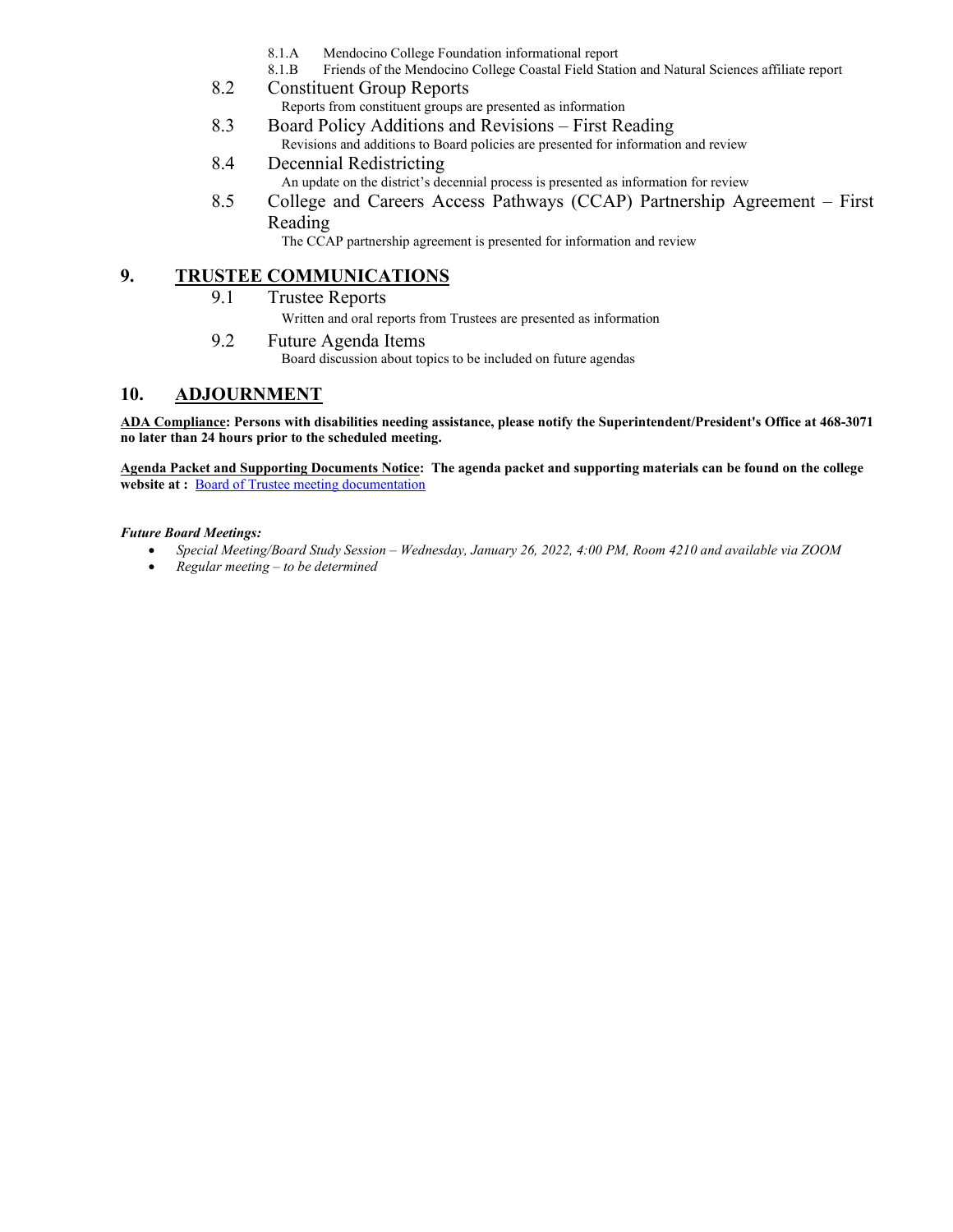8.1.A Mendocino College Foundation informational report

8.1.B Friends of the Mendocino College Coastal Field Station and Natural Sciences affiliate report

8.2 Constituent Group Reports
Reports from constituent groups are presented as information

8.3 Board Policy Additions and Revisions – First Reading
Revisions and additions to Board policies are presented for information and review

8.4 Decennial Redistricting
An update on the district's decennial process is presented as information for review

8.5 College and Careers Access Pathways (CCAP) Partnership Agreement – First Reading
The CCAP partnership agreement is presented for information and review

## 9. TRUSTEE COMMUNICATIONS

9.1 Trustee Reports
Written and oral reports from Trustees are presented as information

9.2 Future Agenda Items
Board discussion about topics to be included on future agendas

## 10. ADJOURNMENT

**ADA Compliance: Persons with disabilities needing assistance, please notify the Superintendent/President's Office at 468-3071 no later than 24 hours prior to the scheduled meeting.**

**Agenda Packet and Supporting Documents Notice: The agenda packet and supporting materials can be found on the college website at :** Board of Trustee meeting documentation

***Future Board Meetings:***

- *Special Meeting/Board Study Session – Wednesday, January 26, 2022, 4:00 PM, Room 4210 and available via ZOOM*
- *Regular meeting – to be determined*